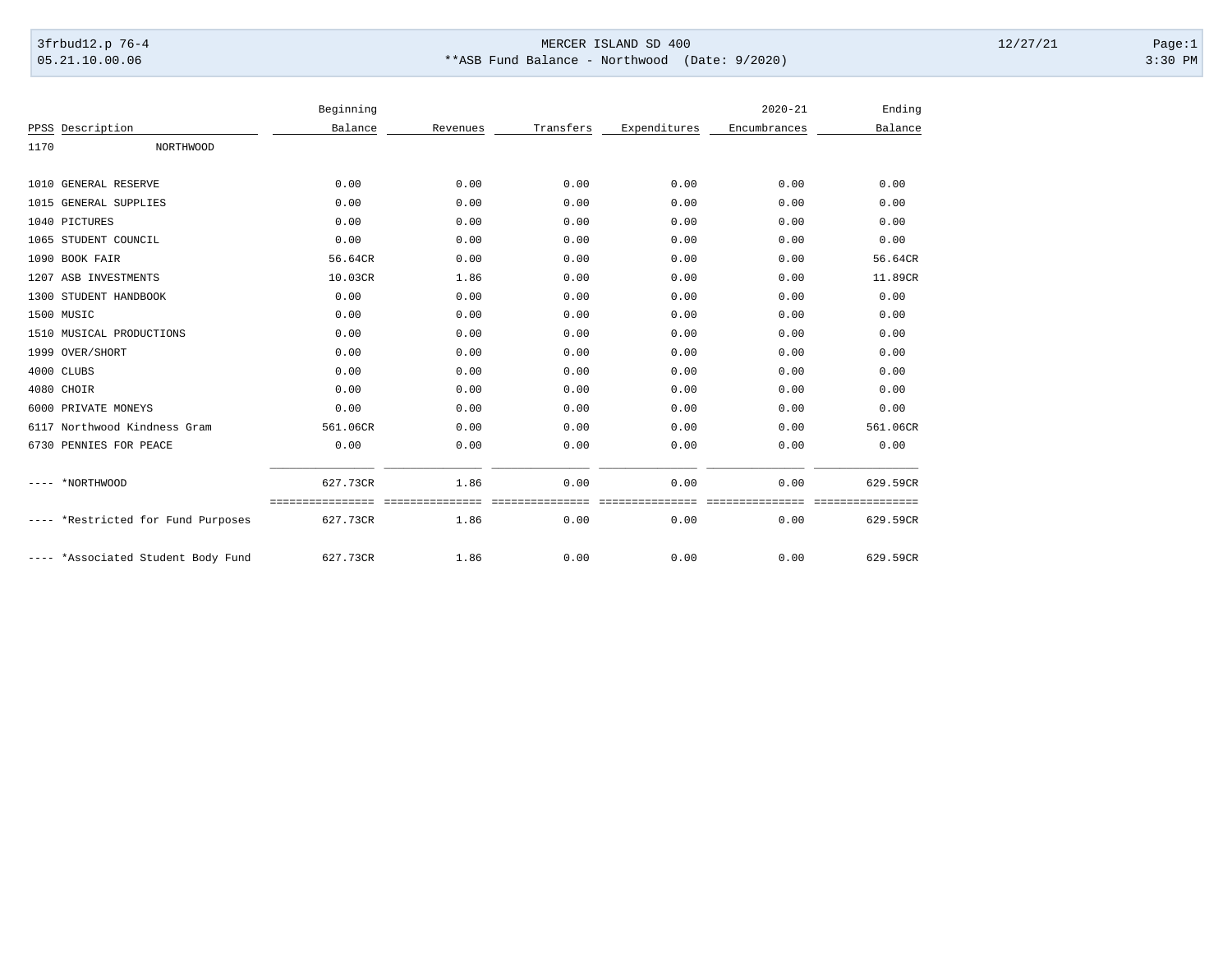MERCER ISLAND SD 400

**ASB Fund Balance - Northwood (Date: 9/2020)

3frbud12.p 76-4 12/27/21
05.21.10.00.06 3:30 PM

| PPSS | Description | Beginning Balance | Revenues | Transfers | Expenditures | 2020-21 Encumbrances | Ending Balance |
|---|---|---|---|---|---|---|---|
| 1170 | NORTHWOOD | | | | | | |
| 1010 | GENERAL RESERVE | 0.00 | 0.00 | 0.00 | 0.00 | 0.00 | 0.00 |
| 1015 | GENERAL SUPPLIES | 0.00 | 0.00 | 0.00 | 0.00 | 0.00 | 0.00 |
| 1040 | PICTURES | 0.00 | 0.00 | 0.00 | 0.00 | 0.00 | 0.00 |
| 1065 | STUDENT COUNCIL | 0.00 | 0.00 | 0.00 | 0.00 | 0.00 | 0.00 |
| 1090 | BOOK FAIR | 56.64CR | 0.00 | 0.00 | 0.00 | 0.00 | 56.64CR |
| 1207 | ASB INVESTMENTS | 10.03CR | 1.86 | 0.00 | 0.00 | 0.00 | 11.89CR |
| 1300 | STUDENT HANDBOOK | 0.00 | 0.00 | 0.00 | 0.00 | 0.00 | 0.00 |
| 1500 | MUSIC | 0.00 | 0.00 | 0.00 | 0.00 | 0.00 | 0.00 |
| 1510 | MUSICAL PRODUCTIONS | 0.00 | 0.00 | 0.00 | 0.00 | 0.00 | 0.00 |
| 1999 | OVER/SHORT | 0.00 | 0.00 | 0.00 | 0.00 | 0.00 | 0.00 |
| 4000 | CLUBS | 0.00 | 0.00 | 0.00 | 0.00 | 0.00 | 0.00 |
| 4080 | CHOIR | 0.00 | 0.00 | 0.00 | 0.00 | 0.00 | 0.00 |
| 6000 | PRIVATE MONEYS | 0.00 | 0.00 | 0.00 | 0.00 | 0.00 | 0.00 |
| 6117 | Northwood Kindness Gram | 561.06CR | 0.00 | 0.00 | 0.00 | 0.00 | 561.06CR |
| 6730 | PENNIES FOR PEACE | 0.00 | 0.00 | 0.00 | 0.00 | 0.00 | 0.00 |
| ---- | *NORTHWOOD | 627.73CR | 1.86 | 0.00 | 0.00 | 0.00 | 629.59CR |
| ---- | *Restricted for Fund Purposes | 627.73CR | 1.86 | 0.00 | 0.00 | 0.00 | 629.59CR |
| ---- | *Associated Student Body Fund | 627.73CR | 1.86 | 0.00 | 0.00 | 0.00 | 629.59CR |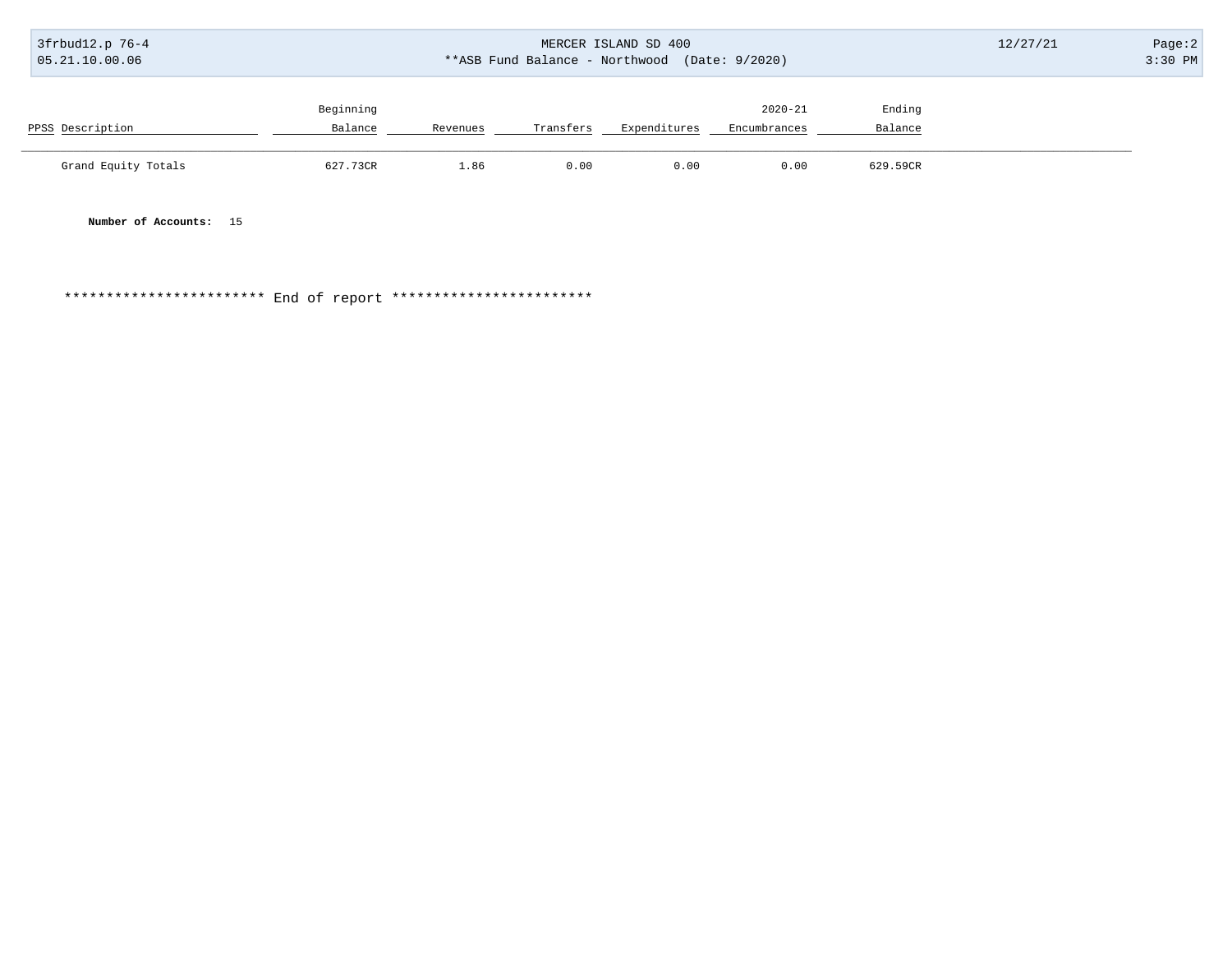| PPSS | Description | Beginning Balance | Revenues | Transfers | Expenditures | 2020-21 Encumbrances | Ending Balance |
|---|---|---|---|---|---|---|---|
| | Grand Equity Totals | 627.73CR | 1.86 | 0.00 | 0.00 | 0.00 | 629.59CR |

**Number of Accounts:** 15

************************ End of report ************************